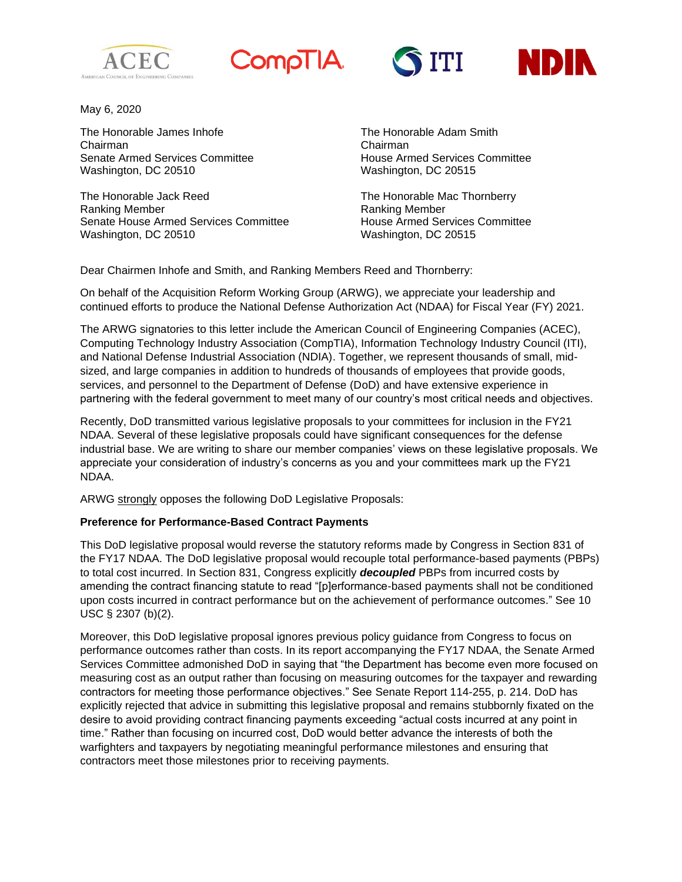ACEC American Council of Engineering Companies CompTIA ITI NDIA

May 6, 2020

The Honorable James Inhofe
Chairman
Senate Armed Services Committee
Washington, DC 20510

The Honorable Adam Smith
Chairman
House Armed Services Committee
Washington, DC 20515

The Honorable Jack Reed
Ranking Member
Senate House Armed Services Committee
Washington, DC 20510

The Honorable Mac Thornberry
Ranking Member
House Armed Services Committee
Washington, DC 20515

Dear Chairmen Inhofe and Smith, and Ranking Members Reed and Thornberry:

On behalf of the Acquisition Reform Working Group (ARWG), we appreciate your leadership and continued efforts to produce the National Defense Authorization Act (NDAA) for Fiscal Year (FY) 2021.

The ARWG signatories to this letter include the American Council of Engineering Companies (ACEC), Computing Technology Industry Association (CompTIA), Information Technology Industry Council (ITI), and National Defense Industrial Association (NDIA). Together, we represent thousands of small, mid-sized, and large companies in addition to hundreds of thousands of employees that provide goods, services, and personnel to the Department of Defense (DoD) and have extensive experience in partnering with the federal government to meet many of our country's most critical needs and objectives.

Recently, DoD transmitted various legislative proposals to your committees for inclusion in the FY21 NDAA. Several of these legislative proposals could have significant consequences for the defense industrial base. We are writing to share our member companies' views on these legislative proposals. We appreciate your consideration of industry's concerns as you and your committees mark up the FY21 NDAA.

ARWG strongly opposes the following DoD Legislative Proposals:

**Preference for Performance-Based Contract Payments**

This DoD legislative proposal would reverse the statutory reforms made by Congress in Section 831 of the FY17 NDAA. The DoD legislative proposal would recouple total performance-based payments (PBPs) to total cost incurred. In Section 831, Congress explicitly ***decoupled*** PBPs from incurred costs by amending the contract financing statute to read "[p]erformance-based payments shall not be conditioned upon costs incurred in contract performance but on the achievement of performance outcomes." See 10 USC § 2307 (b)(2).

Moreover, this DoD legislative proposal ignores previous policy guidance from Congress to focus on performance outcomes rather than costs. In its report accompanying the FY17 NDAA, the Senate Armed Services Committee admonished DoD in saying that "the Department has become even more focused on measuring cost as an output rather than focusing on measuring outcomes for the taxpayer and rewarding contractors for meeting those performance objectives." See Senate Report 114-255, p. 214. DoD has explicitly rejected that advice in submitting this legislative proposal and remains stubbornly fixated on the desire to avoid providing contract financing payments exceeding "actual costs incurred at any point in time." Rather than focusing on incurred cost, DoD would better advance the interests of both the warfighters and taxpayers by negotiating meaningful performance milestones and ensuring that contractors meet those milestones prior to receiving payments.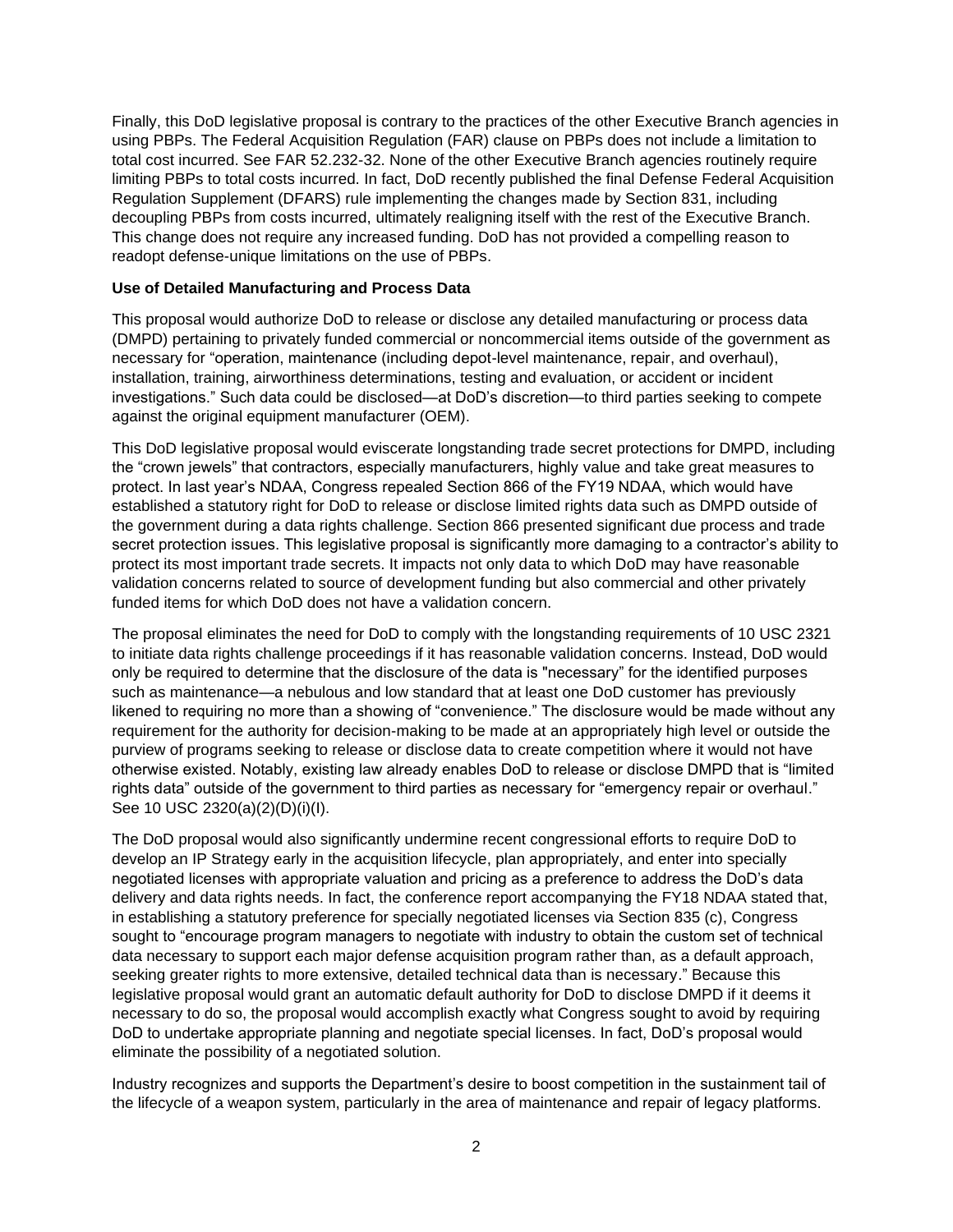Finally, this DoD legislative proposal is contrary to the practices of the other Executive Branch agencies in using PBPs. The Federal Acquisition Regulation (FAR) clause on PBPs does not include a limitation to total cost incurred. See FAR 52.232-32. None of the other Executive Branch agencies routinely require limiting PBPs to total costs incurred. In fact, DoD recently published the final Defense Federal Acquisition Regulation Supplement (DFARS) rule implementing the changes made by Section 831, including decoupling PBPs from costs incurred, ultimately realigning itself with the rest of the Executive Branch. This change does not require any increased funding. DoD has not provided a compelling reason to readopt defense-unique limitations on the use of PBPs.

**Use of Detailed Manufacturing and Process Data**

This proposal would authorize DoD to release or disclose any detailed manufacturing or process data (DMPD) pertaining to privately funded commercial or noncommercial items outside of the government as necessary for "operation, maintenance (including depot-level maintenance, repair, and overhaul), installation, training, airworthiness determinations, testing and evaluation, or accident or incident investigations." Such data could be disclosed—at DoD's discretion—to third parties seeking to compete against the original equipment manufacturer (OEM).

This DoD legislative proposal would eviscerate longstanding trade secret protections for DMPD, including the "crown jewels" that contractors, especially manufacturers, highly value and take great measures to protect. In last year's NDAA, Congress repealed Section 866 of the FY19 NDAA, which would have established a statutory right for DoD to release or disclose limited rights data such as DMPD outside of the government during a data rights challenge. Section 866 presented significant due process and trade secret protection issues. This legislative proposal is significantly more damaging to a contractor's ability to protect its most important trade secrets. It impacts not only data to which DoD may have reasonable validation concerns related to source of development funding but also commercial and other privately funded items for which DoD does not have a validation concern.

The proposal eliminates the need for DoD to comply with the longstanding requirements of 10 USC 2321 to initiate data rights challenge proceedings if it has reasonable validation concerns. Instead, DoD would only be required to determine that the disclosure of the data is "necessary" for the identified purposes such as maintenance—a nebulous and low standard that at least one DoD customer has previously likened to requiring no more than a showing of "convenience." The disclosure would be made without any requirement for the authority for decision-making to be made at an appropriately high level or outside the purview of programs seeking to release or disclose data to create competition where it would not have otherwise existed. Notably, existing law already enables DoD to release or disclose DMPD that is "limited rights data" outside of the government to third parties as necessary for "emergency repair or overhaul." See 10 USC 2320(a)(2)(D)(i)(I).

The DoD proposal would also significantly undermine recent congressional efforts to require DoD to develop an IP Strategy early in the acquisition lifecycle, plan appropriately, and enter into specially negotiated licenses with appropriate valuation and pricing as a preference to address the DoD's data delivery and data rights needs. In fact, the conference report accompanying the FY18 NDAA stated that, in establishing a statutory preference for specially negotiated licenses via Section 835 (c), Congress sought to "encourage program managers to negotiate with industry to obtain the custom set of technical data necessary to support each major defense acquisition program rather than, as a default approach, seeking greater rights to more extensive, detailed technical data than is necessary." Because this legislative proposal would grant an automatic default authority for DoD to disclose DMPD if it deems it necessary to do so, the proposal would accomplish exactly what Congress sought to avoid by requiring DoD to undertake appropriate planning and negotiate special licenses. In fact, DoD's proposal would eliminate the possibility of a negotiated solution.

Industry recognizes and supports the Department's desire to boost competition in the sustainment tail of the lifecycle of a weapon system, particularly in the area of maintenance and repair of legacy platforms.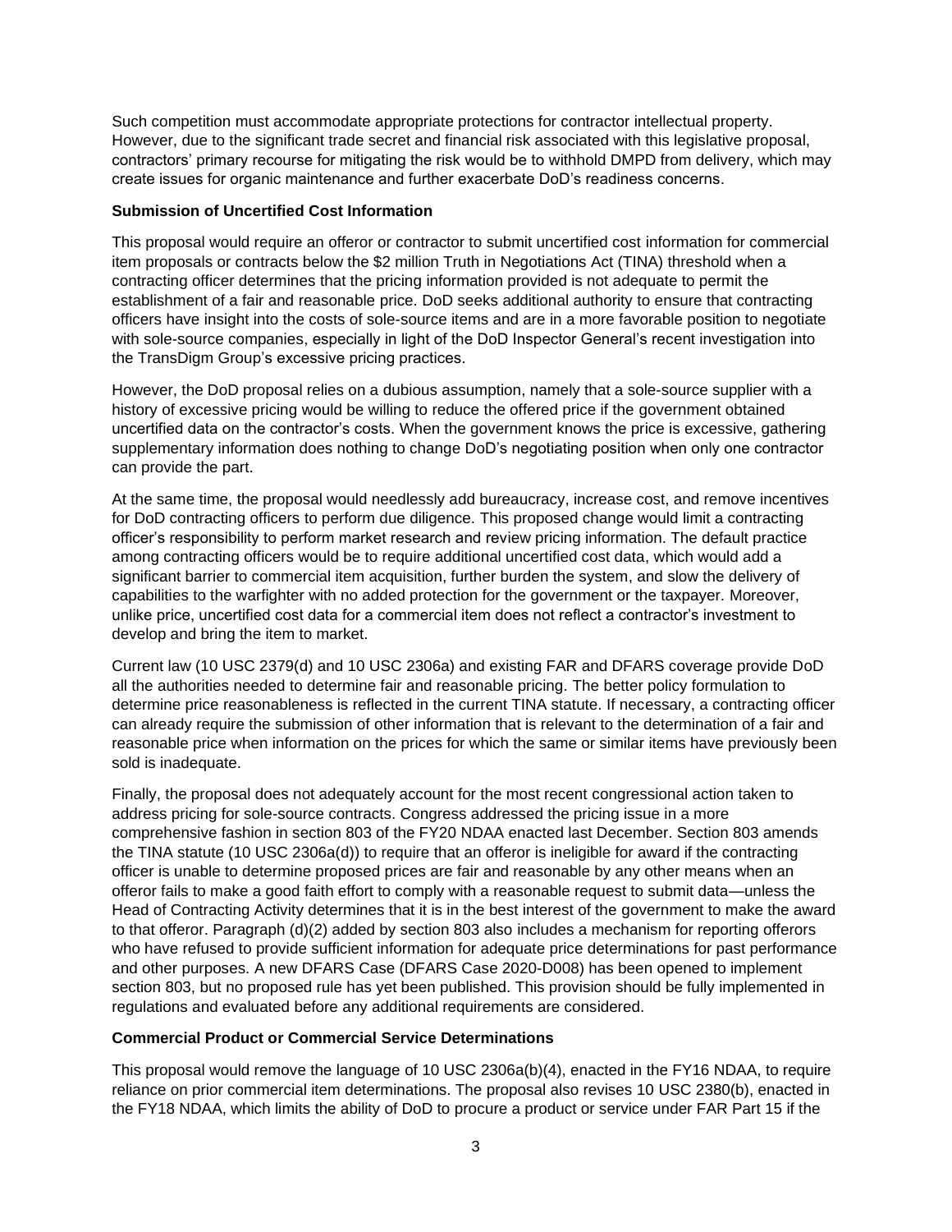Such competition must accommodate appropriate protections for contractor intellectual property. However, due to the significant trade secret and financial risk associated with this legislative proposal, contractors' primary recourse for mitigating the risk would be to withhold DMPD from delivery, which may create issues for organic maintenance and further exacerbate DoD's readiness concerns.

**Submission of Uncertified Cost Information**

This proposal would require an offeror or contractor to submit uncertified cost information for commercial item proposals or contracts below the $2 million Truth in Negotiations Act (TINA) threshold when a contracting officer determines that the pricing information provided is not adequate to permit the establishment of a fair and reasonable price. DoD seeks additional authority to ensure that contracting officers have insight into the costs of sole-source items and are in a more favorable position to negotiate with sole-source companies, especially in light of the DoD Inspector General's recent investigation into the TransDigm Group's excessive pricing practices.

However, the DoD proposal relies on a dubious assumption, namely that a sole-source supplier with a history of excessive pricing would be willing to reduce the offered price if the government obtained uncertified data on the contractor's costs. When the government knows the price is excessive, gathering supplementary information does nothing to change DoD's negotiating position when only one contractor can provide the part.

At the same time, the proposal would needlessly add bureaucracy, increase cost, and remove incentives for DoD contracting officers to perform due diligence. This proposed change would limit a contracting officer's responsibility to perform market research and review pricing information. The default practice among contracting officers would be to require additional uncertified cost data, which would add a significant barrier to commercial item acquisition, further burden the system, and slow the delivery of capabilities to the warfighter with no added protection for the government or the taxpayer. Moreover, unlike price, uncertified cost data for a commercial item does not reflect a contractor's investment to develop and bring the item to market.

Current law (10 USC 2379(d) and 10 USC 2306a) and existing FAR and DFARS coverage provide DoD all the authorities needed to determine fair and reasonable pricing. The better policy formulation to determine price reasonableness is reflected in the current TINA statute. If necessary, a contracting officer can already require the submission of other information that is relevant to the determination of a fair and reasonable price when information on the prices for which the same or similar items have previously been sold is inadequate.

Finally, the proposal does not adequately account for the most recent congressional action taken to address pricing for sole-source contracts. Congress addressed the pricing issue in a more comprehensive fashion in section 803 of the FY20 NDAA enacted last December. Section 803 amends the TINA statute (10 USC 2306a(d)) to require that an offeror is ineligible for award if the contracting officer is unable to determine proposed prices are fair and reasonable by any other means when an offeror fails to make a good faith effort to comply with a reasonable request to submit data—unless the Head of Contracting Activity determines that it is in the best interest of the government to make the award to that offeror. Paragraph (d)(2) added by section 803 also includes a mechanism for reporting offerors who have refused to provide sufficient information for adequate price determinations for past performance and other purposes. A new DFARS Case (DFARS Case 2020-D008) has been opened to implement section 803, but no proposed rule has yet been published. This provision should be fully implemented in regulations and evaluated before any additional requirements are considered.

**Commercial Product or Commercial Service Determinations**

This proposal would remove the language of 10 USC 2306a(b)(4), enacted in the FY16 NDAA, to require reliance on prior commercial item determinations. The proposal also revises 10 USC 2380(b), enacted in the FY18 NDAA, which limits the ability of DoD to procure a product or service under FAR Part 15 if the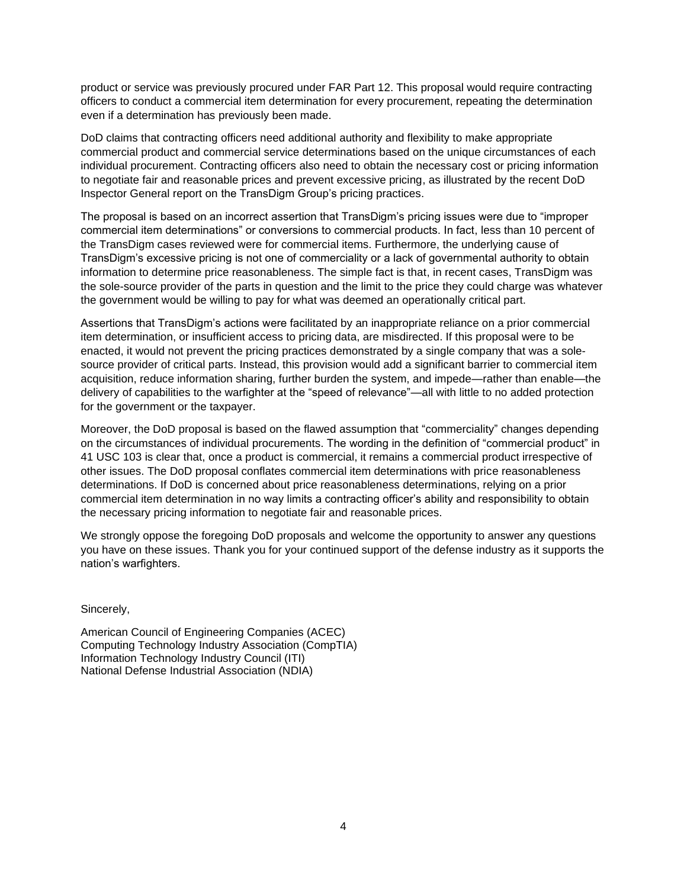product or service was previously procured under FAR Part 12. This proposal would require contracting officers to conduct a commercial item determination for every procurement, repeating the determination even if a determination has previously been made.

DoD claims that contracting officers need additional authority and flexibility to make appropriate commercial product and commercial service determinations based on the unique circumstances of each individual procurement. Contracting officers also need to obtain the necessary cost or pricing information to negotiate fair and reasonable prices and prevent excessive pricing, as illustrated by the recent DoD Inspector General report on the TransDigm Group's pricing practices.

The proposal is based on an incorrect assertion that TransDigm's pricing issues were due to "improper commercial item determinations" or conversions to commercial products. In fact, less than 10 percent of the TransDigm cases reviewed were for commercial items. Furthermore, the underlying cause of TransDigm's excessive pricing is not one of commerciality or a lack of governmental authority to obtain information to determine price reasonableness. The simple fact is that, in recent cases, TransDigm was the sole-source provider of the parts in question and the limit to the price they could charge was whatever the government would be willing to pay for what was deemed an operationally critical part.

Assertions that TransDigm's actions were facilitated by an inappropriate reliance on a prior commercial item determination, or insufficient access to pricing data, are misdirected. If this proposal were to be enacted, it would not prevent the pricing practices demonstrated by a single company that was a sole-source provider of critical parts. Instead, this provision would add a significant barrier to commercial item acquisition, reduce information sharing, further burden the system, and impede—rather than enable—the delivery of capabilities to the warfighter at the "speed of relevance"—all with little to no added protection for the government or the taxpayer.

Moreover, the DoD proposal is based on the flawed assumption that "commerciality" changes depending on the circumstances of individual procurements. The wording in the definition of "commercial product" in 41 USC 103 is clear that, once a product is commercial, it remains a commercial product irrespective of other issues. The DoD proposal conflates commercial item determinations with price reasonableness determinations. If DoD is concerned about price reasonableness determinations, relying on a prior commercial item determination in no way limits a contracting officer's ability and responsibility to obtain the necessary pricing information to negotiate fair and reasonable prices.

We strongly oppose the foregoing DoD proposals and welcome the opportunity to answer any questions you have on these issues. Thank you for your continued support of the defense industry as it supports the nation's warfighters.

Sincerely,

American Council of Engineering Companies (ACEC)
Computing Technology Industry Association (CompTIA)
Information Technology Industry Council (ITI)
National Defense Industrial Association (NDIA)